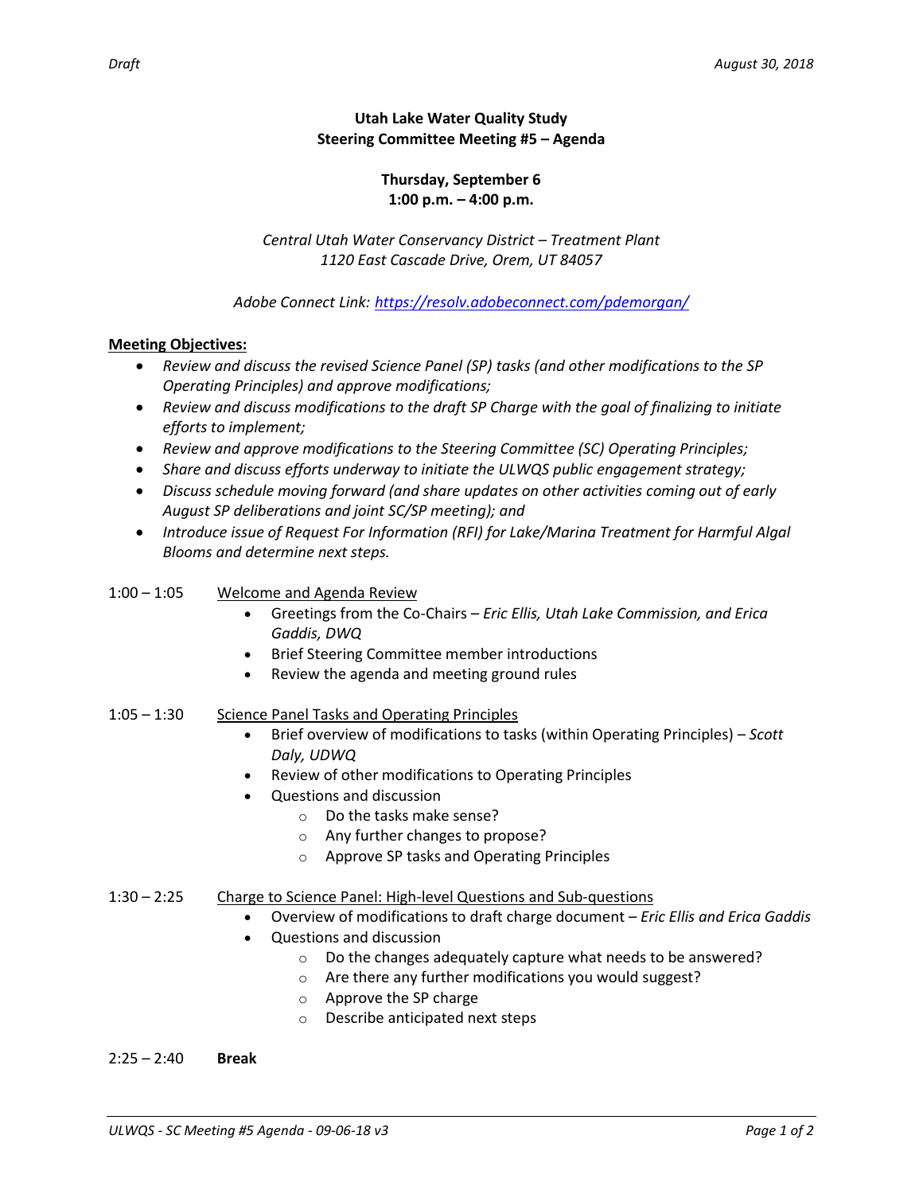*Draft* *August 30, 2018*

**Utah Lake Water Quality Study**
**Steering Committee Meeting #5 – Agenda**

**Thursday, September 6**
**1:00 p.m. – 4:00 p.m.**

*Central Utah Water Conservancy District – Treatment Plant*
*1120 East Cascade Drive, Orem, UT 84057*

*Adobe Connect Link: https://resolv.adobeconnect.com/pdemorgan/*

**Meeting Objectives:**

- *Review and discuss the revised Science Panel (SP) tasks (and other modifications to the SP Operating Principles) and approve modifications;*
- *Review and discuss modifications to the draft SP Charge with the goal of finalizing to initiate efforts to implement;*
- *Review and approve modifications to the Steering Committee (SC) Operating Principles;*
- *Share and discuss efforts underway to initiate the ULWQS public engagement strategy;*
- *Discuss schedule moving forward (and share updates on other activities coming out of early August SP deliberations and joint SC/SP meeting); and*
- *Introduce issue of Request For Information (RFI) for Lake/Marina Treatment for Harmful Algal Blooms and determine next steps.*

1:00 – 1:05 Welcome and Agenda Review

- Greetings from the Co-Chairs – *Eric Ellis, Utah Lake Commission, and Erica Gaddis, DWQ*
- Brief Steering Committee member introductions
- Review the agenda and meeting ground rules

1:05 – 1:30 Science Panel Tasks and Operating Principles

- Brief overview of modifications to tasks (within Operating Principles) – *Scott Daly, UDWQ*
- Review of other modifications to Operating Principles
- Questions and discussion
  - Do the tasks make sense?
  - Any further changes to propose?
  - Approve SP tasks and Operating Principles

1:30 – 2:25 Charge to Science Panel: High-level Questions and Sub-questions

- Overview of modifications to draft charge document – *Eric Ellis and Erica Gaddis*
- Questions and discussion
  - Do the changes adequately capture what needs to be answered?
  - Are there any further modifications you would suggest?
  - Approve the SP charge
  - Describe anticipated next steps

2:25 – 2:40 **Break**

*ULWQS - SC Meeting #5 Agenda - 09-06-18 v3*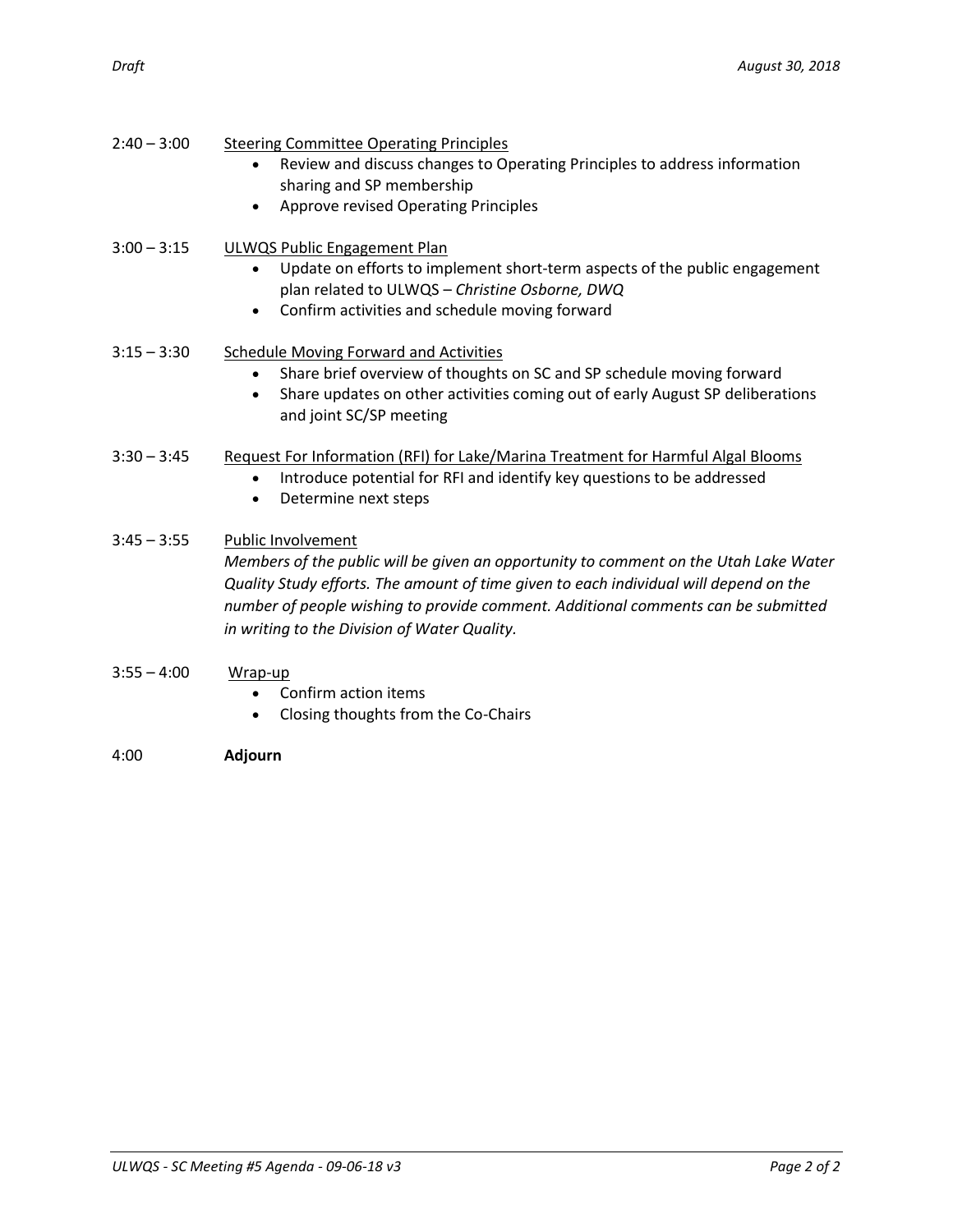2:40 – 3:00 Steering Committee Operating Principles

- Review and discuss changes to Operating Principles to address information sharing and SP membership
- Approve revised Operating Principles

3:00 – 3:15 ULWQS Public Engagement Plan

- Update on efforts to implement short-term aspects of the public engagement plan related to ULWQS – *Christine Osborne, DWQ*
- Confirm activities and schedule moving forward

3:15 – 3:30 Schedule Moving Forward and Activities

- Share brief overview of thoughts on SC and SP schedule moving forward
- Share updates on other activities coming out of early August SP deliberations and joint SC/SP meeting

3:30 – 3:45 Request For Information (RFI) for Lake/Marina Treatment for Harmful Algal Blooms

- Introduce potential for RFI and identify key questions to be addressed
- Determine next steps

3:45 – 3:55 Public Involvement

*Members of the public will be given an opportunity to comment on the Utah Lake Water Quality Study efforts. The amount of time given to each individual will depend on the number of people wishing to provide comment. Additional comments can be submitted in writing to the Division of Water Quality.*

3:55 – 4:00 Wrap-up

- Confirm action items
- Closing thoughts from the Co-Chairs

4:00 **Adjourn**